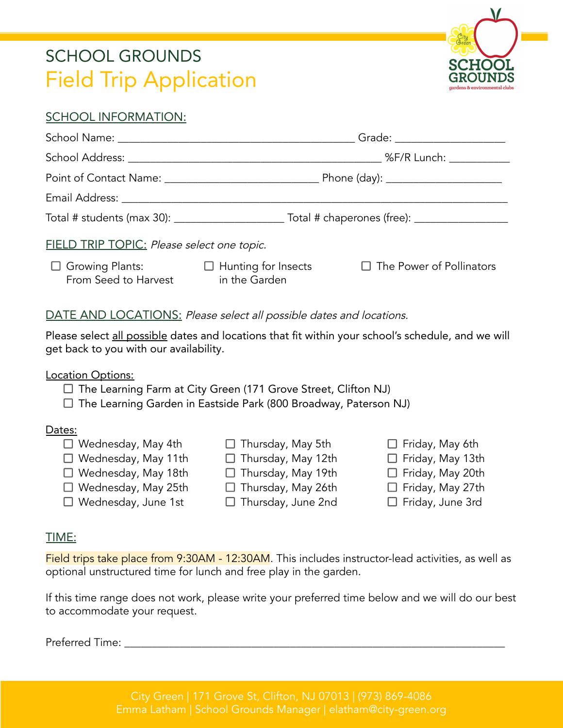# SCHOOL GROUNDS
## Field Trip Application

### SCHOOL INFORMATION:

School Name: ________________________________________ Grade: ________________

School Address: ________________________________________ %F/R Lunch: __________

Point of Contact Name: __________________________ Phone (day): ____________________

Email Address: ______________________________________________________________

Total # students (max 30): __________________ Total # chaperones (free): ________________

### FIELD TRIP TOPIC: *Please select one topic.*

- ☐ Growing Plants: From Seed to Harvest
- ☐ Hunting for Insects in the Garden
- ☐ The Power of Pollinators

### DATE AND LOCATIONS: *Please select all possible dates and locations.*

Please select all possible dates and locations that fit within your school's schedule, and we will get back to you with our availability.

Location Options:

- ☐ The Learning Farm at City Green (171 Grove Street, Clifton NJ)
- ☐ The Learning Garden in Eastside Park (800 Broadway, Paterson NJ)

Dates:

| | | |
|---|---|---|
| ☐ Wednesday, May 4th | ☐ Thursday, May 5th | ☐ Friday, May 6th |
| ☐ Wednesday, May 11th | ☐ Thursday, May 12th | ☐ Friday, May 13th |
| ☐ Wednesday, May 18th | ☐ Thursday, May 19th | ☐ Friday, May 20th |
| ☐ Wednesday, May 25th | ☐ Thursday, May 26th | ☐ Friday, May 27th |
| ☐ Wednesday, June 1st | ☐ Thursday, June 2nd | ☐ Friday, June 3rd |

### TIME:

Field trips take place from 9:30AM - 12:30AM. This includes instructor-lead activities, as well as optional unstructured time for lunch and free play in the garden.

If this time range does not work, please write your preferred time below and we will do our best to accommodate your request.

Preferred Time: ______________________________________________________________

City Green | 171 Grove St, Clifton, NJ 07013 | (973) 869-4086
Emma Latham | School Grounds Manager | elatham@city-green.org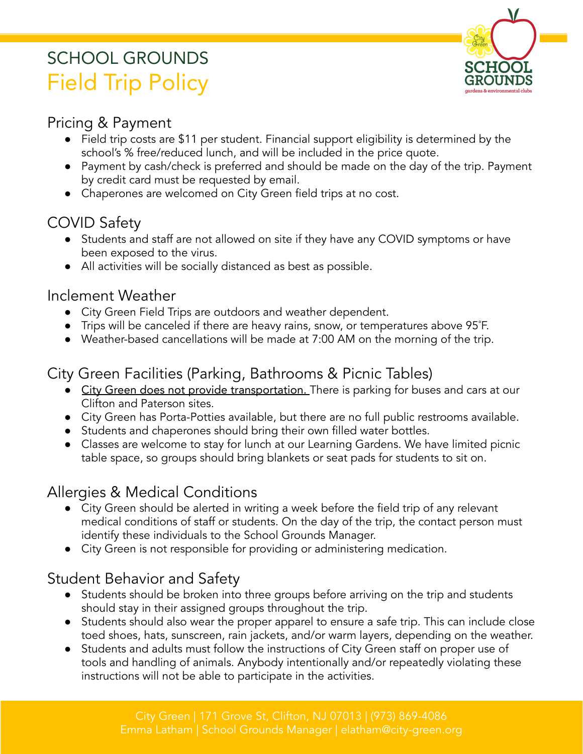# SCHOOL GROUNDS
# Field Trip Policy

## Pricing & Payment

- Field trip costs are $11 per student. Financial support eligibility is determined by the school's % free/reduced lunch, and will be included in the price quote.
- Payment by cash/check is preferred and should be made on the day of the trip. Payment by credit card must be requested by email.
- Chaperones are welcomed on City Green field trips at no cost.

## COVID Safety

- Students and staff are not allowed on site if they have any COVID symptoms or have been exposed to the virus.
- All activities will be socially distanced as best as possible.

## Inclement Weather

- City Green Field Trips are outdoors and weather dependent.
- Trips will be canceled if there are heavy rains, snow, or temperatures above 95˚F.
- Weather-based cancellations will be made at 7:00 AM on the morning of the trip.

## City Green Facilities (Parking, Bathrooms & Picnic Tables)

- City Green does not provide transportation. There is parking for buses and cars at our Clifton and Paterson sites.
- City Green has Porta-Potties available, but there are no full public restrooms available.
- Students and chaperones should bring their own filled water bottles.
- Classes are welcome to stay for lunch at our Learning Gardens. We have limited picnic table space, so groups should bring blankets or seat pads for students to sit on.

## Allergies & Medical Conditions

- City Green should be alerted in writing a week before the field trip of any relevant medical conditions of staff or students. On the day of the trip, the contact person must identify these individuals to the School Grounds Manager.
- City Green is not responsible for providing or administering medication.

## Student Behavior and Safety

- Students should be broken into three groups before arriving on the trip and students should stay in their assigned groups throughout the trip.
- Students should also wear the proper apparel to ensure a safe trip. This can include close toed shoes, hats, sunscreen, rain jackets, and/or warm layers, depending on the weather.
- Students and adults must follow the instructions of City Green staff on proper use of tools and handling of animals. Anybody intentionally and/or repeatedly violating these instructions will not be able to participate in the activities.

City Green | 171 Grove St, Clifton, NJ 07013 | (973) 869-4086
Emma Latham | School Grounds Manager | elatham@city-green.org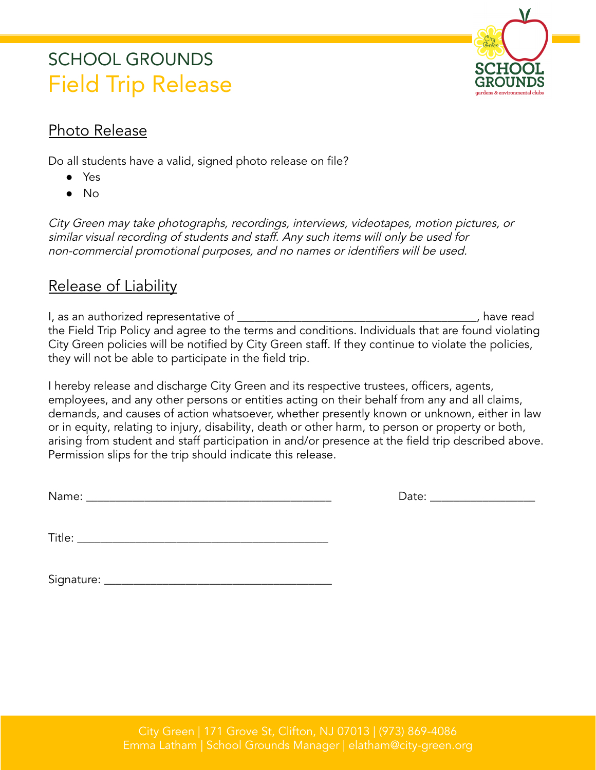# SCHOOL GROUNDS

# Field Trip Release

## Photo Release

Do all students have a valid, signed photo release on file?

- Yes
- No

*City Green may take photographs, recordings, interviews, videotapes, motion pictures, or similar visual recording of students and staff. Any such items will only be used for non-commercial promotional purposes, and no names or identifiers will be used.*

## Release of Liability

I, as an authorized representative of ________________________________________, have read the Field Trip Policy and agree to the terms and conditions. Individuals that are found violating City Green policies will be notified by City Green staff. If they continue to violate the policies, they will not be able to participate in the field trip.

I hereby release and discharge City Green and its respective trustees, officers, agents, employees, and any other persons or entities acting on their behalf from any and all claims, demands, and causes of action whatsoever, whether presently known or unknown, either in law or in equity, relating to injury, disability, death or other harm, to person or property or both, arising from student and staff participation in and/or presence at the field trip described above. Permission slips for the trip should indicate this release.

Name: ________________________________________ Date: _________________

Title: ________________________________________

Signature: _____________________________________

City Green | 171 Grove St, Clifton, NJ 07013 | (973) 869-4086
Emma Latham | School Grounds Manager | elatham@city-green.org